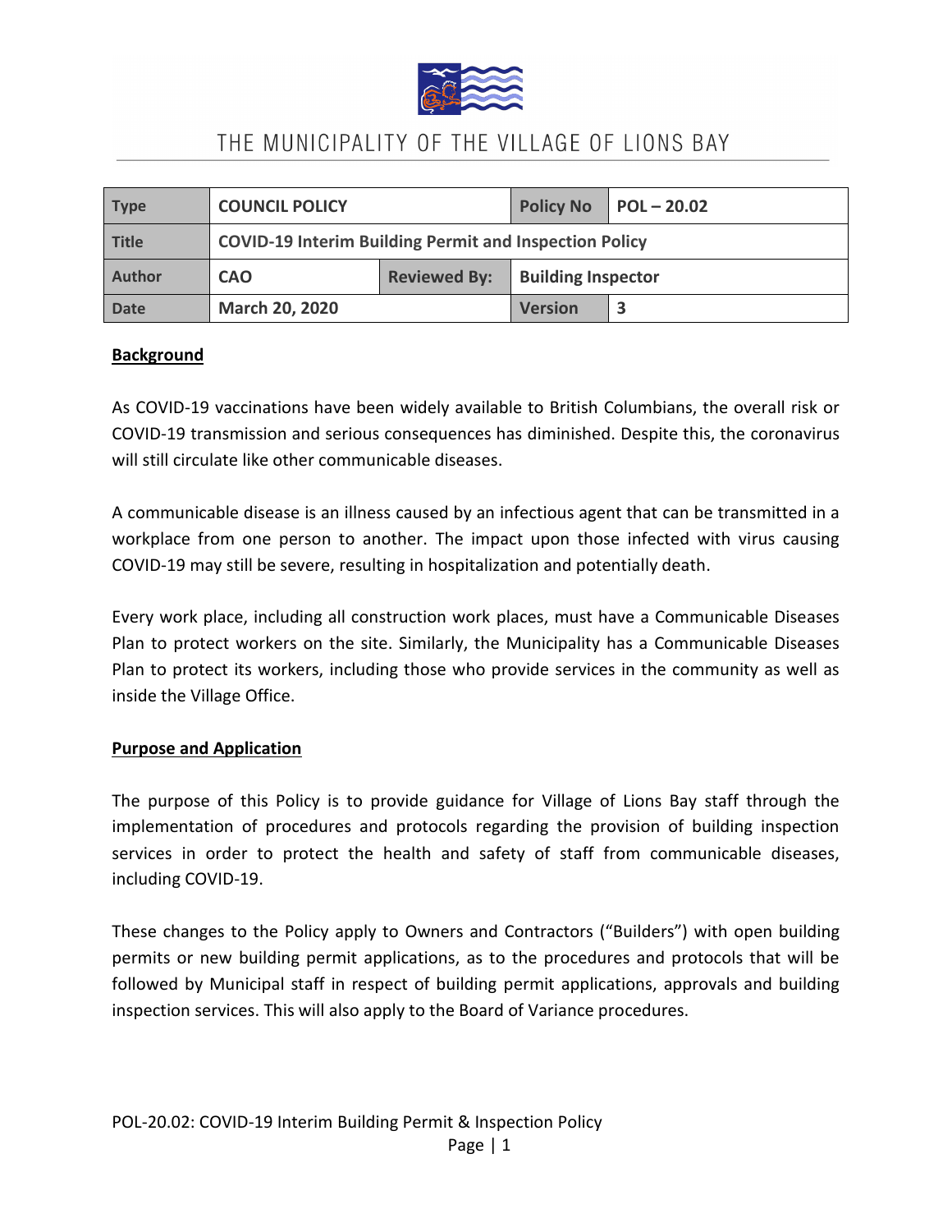# THE MUNICIPALITY OF THE VILLAGE OF LIONS BAY

| Type | COUNCIL POLICY | | Policy No | POL – 20.02 |
|---|---|---|---|---|
| Title | COVID-19 Interim Building Permit and Inspection Policy | | | |
| Author | CAO | Reviewed By: | Building Inspector | |
| Date | March 20, 2020 | | Version | 3 |

## Background

As COVID-19 vaccinations have been widely available to British Columbians, the overall risk or COVID-19 transmission and serious consequences has diminished. Despite this, the coronavirus will still circulate like other communicable diseases.

A communicable disease is an illness caused by an infectious agent that can be transmitted in a workplace from one person to another. The impact upon those infected with virus causing COVID-19 may still be severe, resulting in hospitalization and potentially death.

Every work place, including all construction work places, must have a Communicable Diseases Plan to protect workers on the site. Similarly, the Municipality has a Communicable Diseases Plan to protect its workers, including those who provide services in the community as well as inside the Village Office.

## Purpose and Application

The purpose of this Policy is to provide guidance for Village of Lions Bay staff through the implementation of procedures and protocols regarding the provision of building inspection services in order to protect the health and safety of staff from communicable diseases, including COVID-19.

These changes to the Policy apply to Owners and Contractors ("Builders") with open building permits or new building permit applications, as to the procedures and protocols that will be followed by Municipal staff in respect of building permit applications, approvals and building inspection services. This will also apply to the Board of Variance procedures.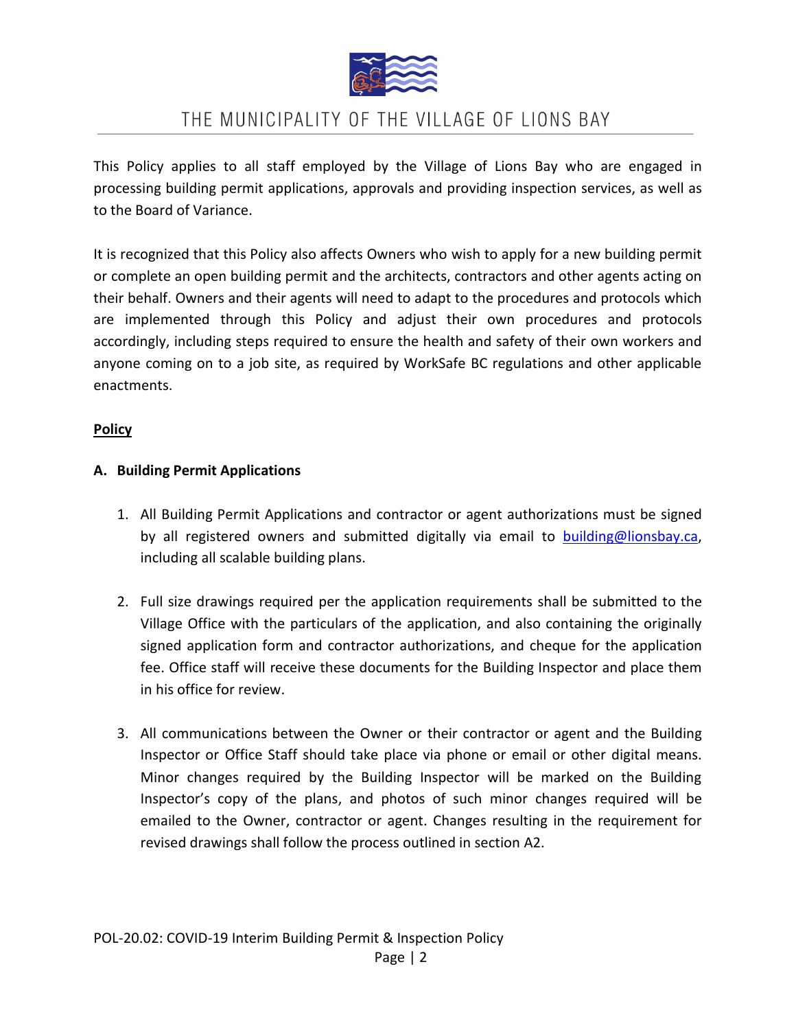This Policy applies to all staff employed by the Village of Lions Bay who are engaged in processing building permit applications, approvals and providing inspection services, as well as to the Board of Variance.

It is recognized that this Policy also affects Owners who wish to apply for a new building permit or complete an open building permit and the architects, contractors and other agents acting on their behalf. Owners and their agents will need to adapt to the procedures and protocols which are implemented through this Policy and adjust their own procedures and protocols accordingly, including steps required to ensure the health and safety of their own workers and anyone coming on to a job site, as required by WorkSafe BC regulations and other applicable enactments.

## Policy

### A. Building Permit Applications

1. All Building Permit Applications and contractor or agent authorizations must be signed by all registered owners and submitted digitally via email to building@lionsbay.ca, including all scalable building plans.

2. Full size drawings required per the application requirements shall be submitted to the Village Office with the particulars of the application, and also containing the originally signed application form and contractor authorizations, and cheque for the application fee. Office staff will receive these documents for the Building Inspector and place them in his office for review.

3. All communications between the Owner or their contractor or agent and the Building Inspector or Office Staff should take place via phone or email or other digital means. Minor changes required by the Building Inspector will be marked on the Building Inspector's copy of the plans, and photos of such minor changes required will be emailed to the Owner, contractor or agent. Changes resulting in the requirement for revised drawings shall follow the process outlined in section A2.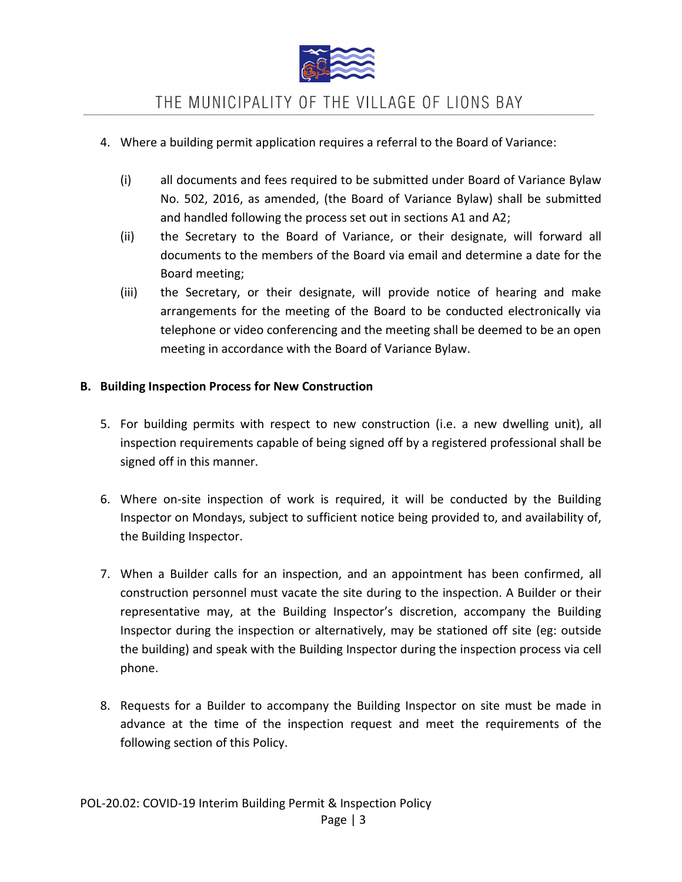4. Where a building permit application requires a referral to the Board of Variance:

   (i) all documents and fees required to be submitted under Board of Variance Bylaw No. 502, 2016, as amended, (the Board of Variance Bylaw) shall be submitted and handled following the process set out in sections A1 and A2;

   (ii) the Secretary to the Board of Variance, or their designate, will forward all documents to the members of the Board via email and determine a date for the Board meeting;

   (iii) the Secretary, or their designate, will provide notice of hearing and make arrangements for the meeting of the Board to be conducted electronically via telephone or video conferencing and the meeting shall be deemed to be an open meeting in accordance with the Board of Variance Bylaw.

## B. Building Inspection Process for New Construction

5. For building permits with respect to new construction (i.e. a new dwelling unit), all inspection requirements capable of being signed off by a registered professional shall be signed off in this manner.

6. Where on-site inspection of work is required, it will be conducted by the Building Inspector on Mondays, subject to sufficient notice being provided to, and availability of, the Building Inspector.

7. When a Builder calls for an inspection, and an appointment has been confirmed, all construction personnel must vacate the site during to the inspection. A Builder or their representative may, at the Building Inspector's discretion, accompany the Building Inspector during the inspection or alternatively, may be stationed off site (eg: outside the building) and speak with the Building Inspector during the inspection process via cell phone.

8. Requests for a Builder to accompany the Building Inspector on site must be made in advance at the time of the inspection request and meet the requirements of the following section of this Policy.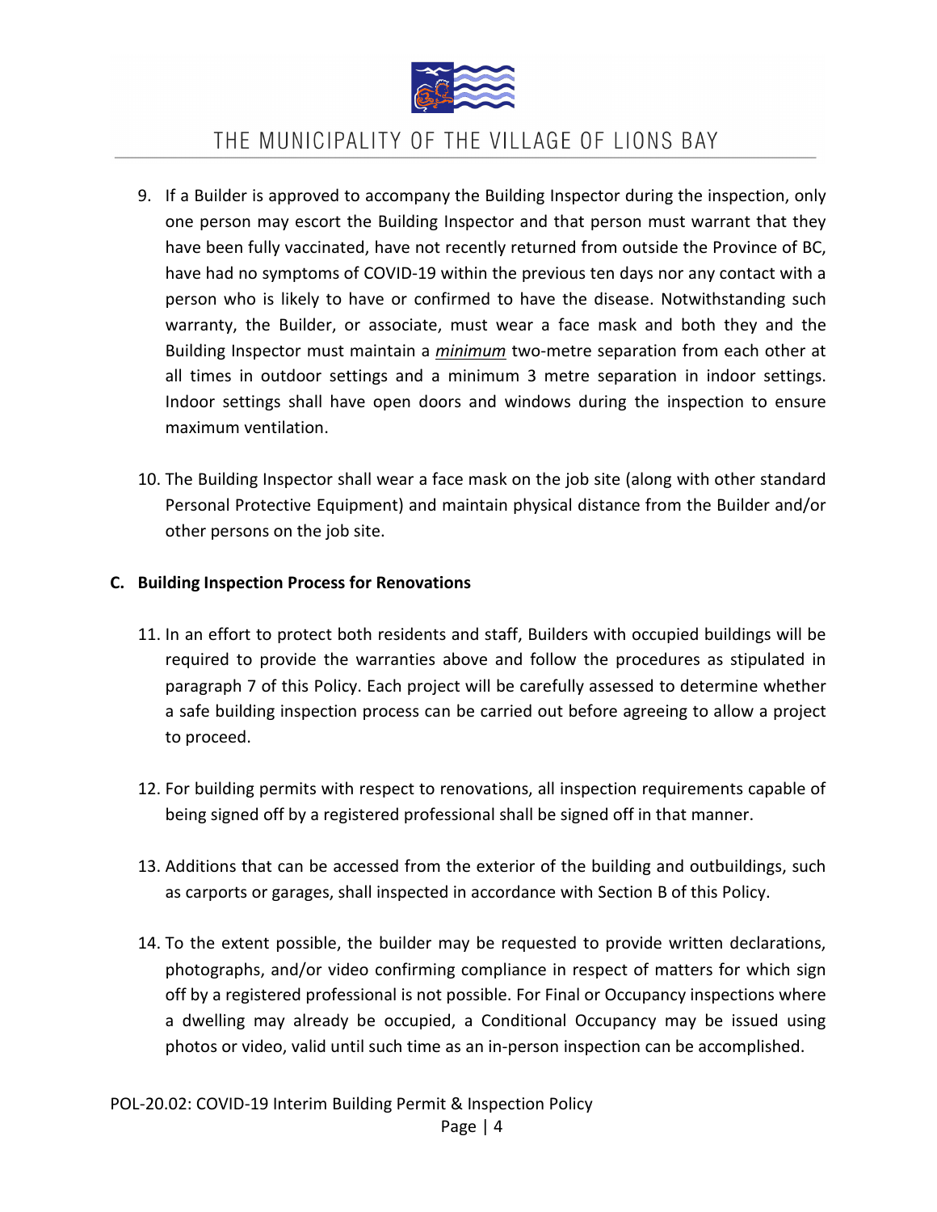9. If a Builder is approved to accompany the Building Inspector during the inspection, only one person may escort the Building Inspector and that person must warrant that they have been fully vaccinated, have not recently returned from outside the Province of BC, have had no symptoms of COVID-19 within the previous ten days nor any contact with a person who is likely to have or confirmed to have the disease. Notwithstanding such warranty, the Builder, or associate, must wear a face mask and both they and the Building Inspector must maintain a ***minimum*** two-metre separation from each other at all times in outdoor settings and a minimum 3 metre separation in indoor settings. Indoor settings shall have open doors and windows during the inspection to ensure maximum ventilation.

10. The Building Inspector shall wear a face mask on the job site (along with other standard Personal Protective Equipment) and maintain physical distance from the Builder and/or other persons on the job site.

**C. Building Inspection Process for Renovations**

11. In an effort to protect both residents and staff, Builders with occupied buildings will be required to provide the warranties above and follow the procedures as stipulated in paragraph 7 of this Policy. Each project will be carefully assessed to determine whether a safe building inspection process can be carried out before agreeing to allow a project to proceed.

12. For building permits with respect to renovations, all inspection requirements capable of being signed off by a registered professional shall be signed off in that manner.

13. Additions that can be accessed from the exterior of the building and outbuildings, such as carports or garages, shall inspected in accordance with Section B of this Policy.

14. To the extent possible, the builder may be requested to provide written declarations, photographs, and/or video confirming compliance in respect of matters for which sign off by a registered professional is not possible. For Final or Occupancy inspections where a dwelling may already be occupied, a Conditional Occupancy may be issued using photos or video, valid until such time as an in-person inspection can be accomplished.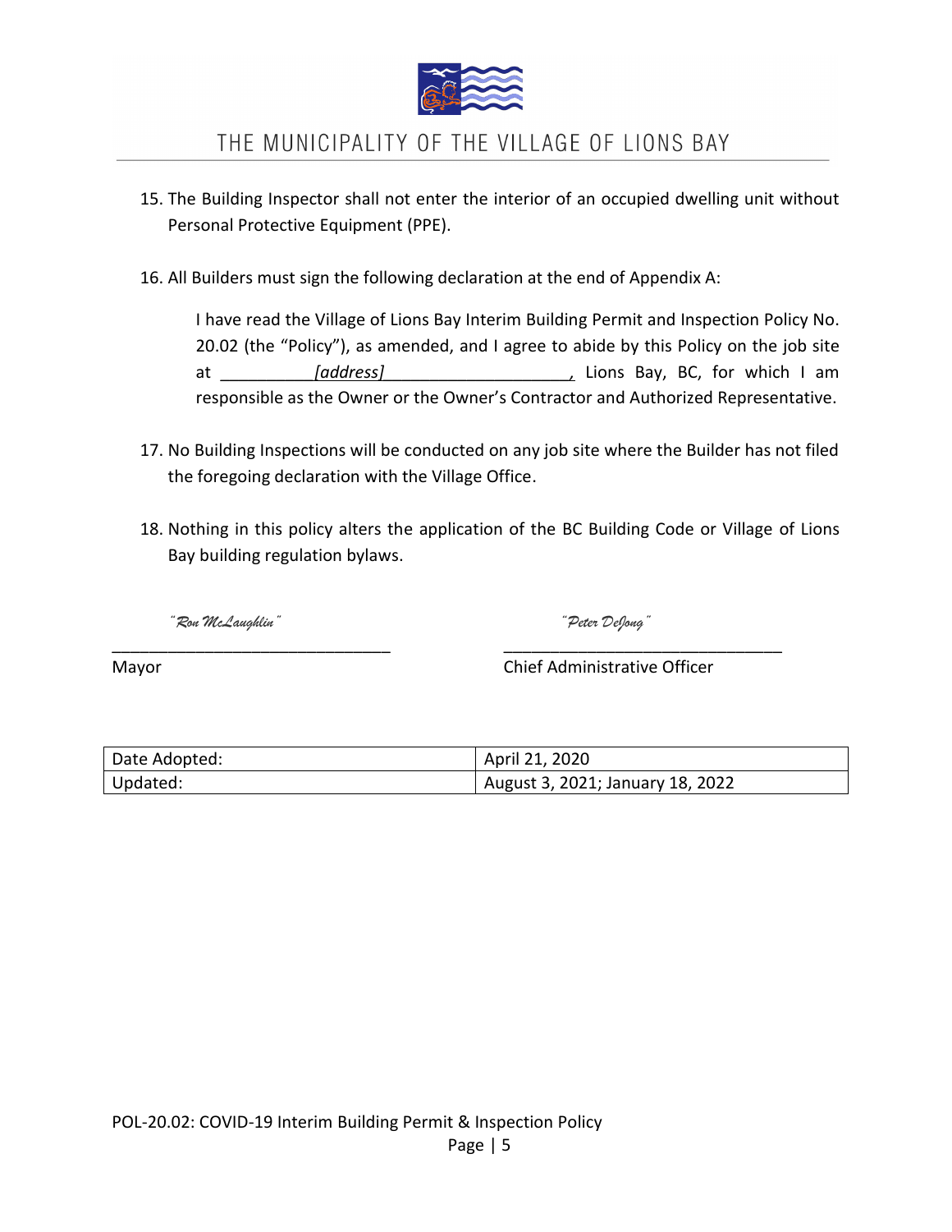15. The Building Inspector shall not enter the interior of an occupied dwelling unit without Personal Protective Equipment (PPE).

16. All Builders must sign the following declaration at the end of Appendix A:

    I have read the Village of Lions Bay Interim Building Permit and Inspection Policy No. 20.02 (the "Policy"), as amended, and I agree to abide by this Policy on the job site at __________*[address]*____________________, Lions Bay, BC, for which I am responsible as the Owner or the Owner's Contractor and Authorized Representative.

17. No Building Inspections will be conducted on any job site where the Builder has not filed the foregoing declaration with the Village Office.

18. Nothing in this policy alters the application of the BC Building Code or Village of Lions Bay building regulation bylaws.

*"Ron McLaughlin"*
_______________________________
Mayor

*"Peter DeJong"*
_______________________________
Chief Administrative Officer

| Date Adopted: | April 21, 2020 |
|---|---|
| Updated: | August 3, 2021; January 18, 2022 |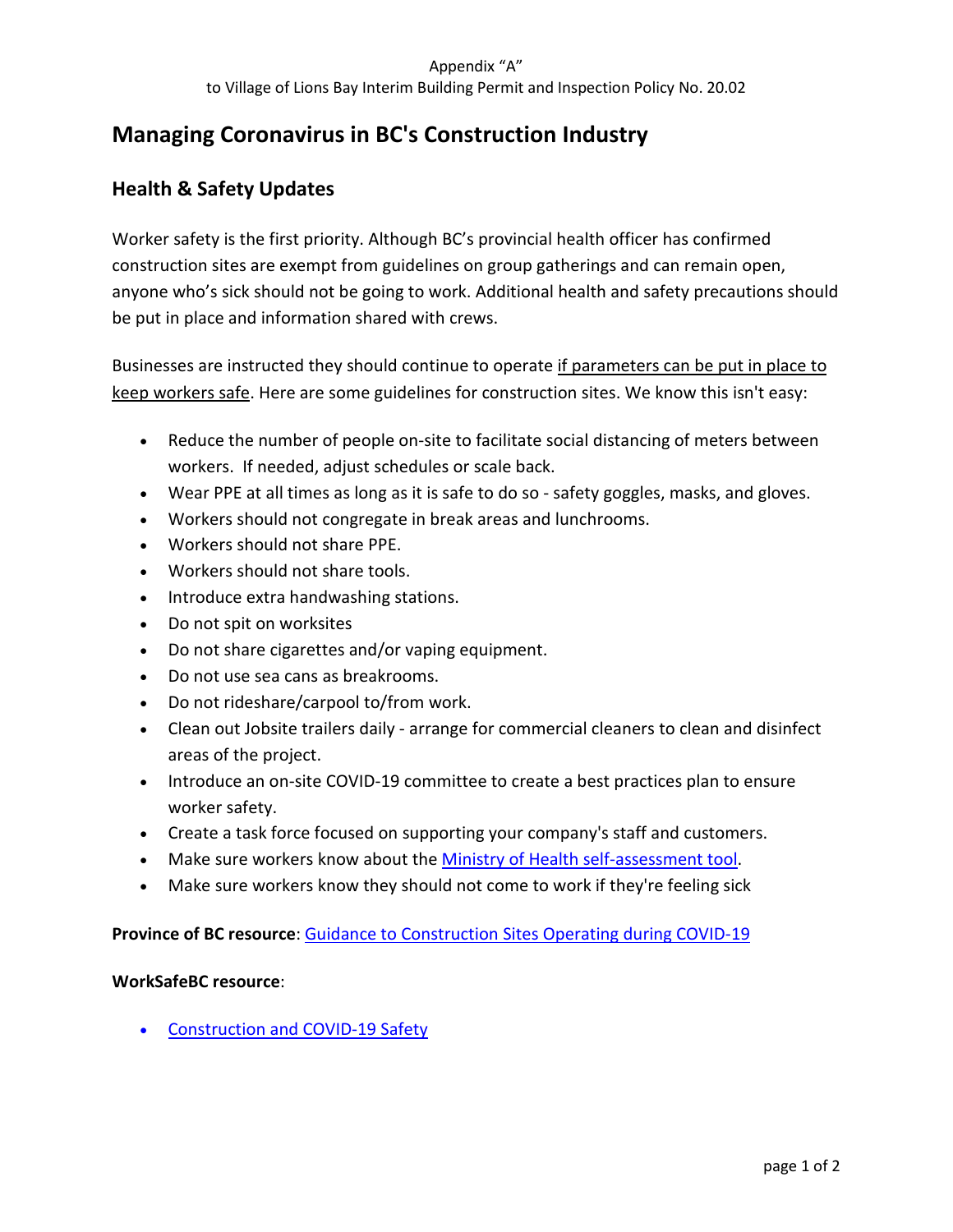Appendix "A"
to Village of Lions Bay Interim Building Permit and Inspection Policy No. 20.02

# Managing Coronavirus in BC's Construction Industry

## Health & Safety Updates

Worker safety is the first priority. Although BC's provincial health officer has confirmed construction sites are exempt from guidelines on group gatherings and can remain open, anyone who's sick should not be going to work. Additional health and safety precautions should be put in place and information shared with crews.

Businesses are instructed they should continue to operate if parameters can be put in place to keep workers safe. Here are some guidelines for construction sites. We know this isn't easy:

- Reduce the number of people on-site to facilitate social distancing of meters between workers. If needed, adjust schedules or scale back.
- Wear PPE at all times as long as it is safe to do so - safety goggles, masks, and gloves.
- Workers should not congregate in break areas and lunchrooms.
- Workers should not share PPE.
- Workers should not share tools.
- Introduce extra handwashing stations.
- Do not spit on worksites
- Do not share cigarettes and/or vaping equipment.
- Do not use sea cans as breakrooms.
- Do not rideshare/carpool to/from work.
- Clean out Jobsite trailers daily - arrange for commercial cleaners to clean and disinfect areas of the project.
- Introduce an on-site COVID-19 committee to create a best practices plan to ensure worker safety.
- Create a task force focused on supporting your company's staff and customers.
- Make sure workers know about the Ministry of Health self-assessment tool.
- Make sure workers know they should not come to work if they're feeling sick

**Province of BC resource**: Guidance to Construction Sites Operating during COVID-19

**WorkSafeBC resource**:

- Construction and COVID-19 Safety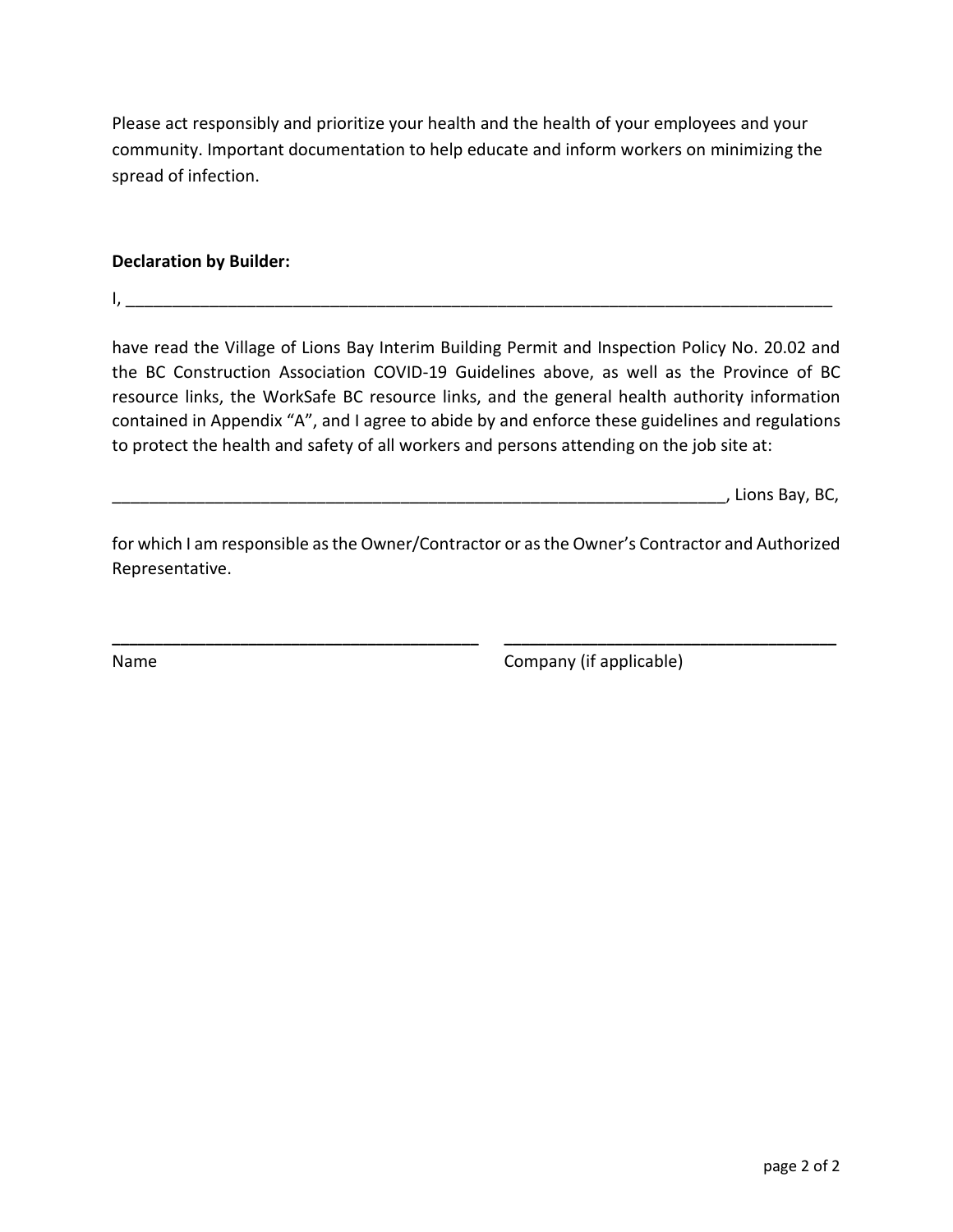Please act responsibly and prioritize your health and the health of your employees and your community. Important documentation to help educate and inform workers on minimizing the spread of infection.

**Declaration by Builder:**

I, ___________________________________________________________________________

have read the Village of Lions Bay Interim Building Permit and Inspection Policy No. 20.02 and the BC Construction Association COVID-19 Guidelines above, as well as the Province of BC resource links, the WorkSafe BC resource links, and the general health authority information contained in Appendix "A", and I agree to abide by and enforce these guidelines and regulations to protect the health and safety of all workers and persons attending on the job site at:

____________________________________________________________________, Lions Bay, BC,

for which I am responsible as the Owner/Contractor or as the Owner's Contractor and Authorized Representative.

_________________________________________ _____________________________________

Name Company (if applicable)